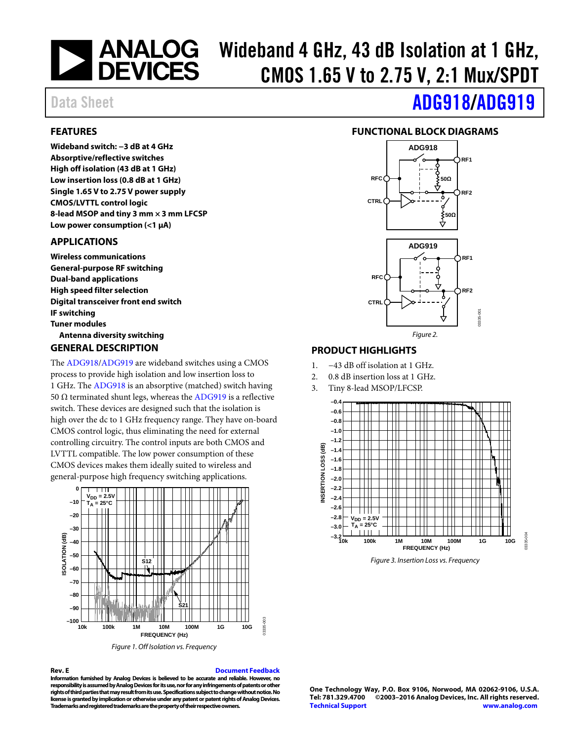# Wideband 4 GHz, 43 dB Isolation at 1 GHz, CMOS 1.65 V to 2.75 V, 2:1 Mux/SPDT

Data Sheet

# ADG918/ADG919

## FEATURES

**Wideband switch: −3 dB at 4 GHz**
**Absorptive/reflective switches**
**High off isolation (43 dB at 1 GHz)**
**Low insertion loss (0.8 dB at 1 GHz)**
**Single 1.65 V to 2.75 V power supply**
**CMOS/LVTTL control logic**
**8-lead MSOP and tiny 3 mm × 3 mm LFCSP**
**Low power consumption (<1 µA)**

## APPLICATIONS

**Wireless communications**
**General-purpose RF switching**
**Dual-band applications**
**High speed filter selection**
**Digital transceiver front end switch**
**IF switching**
**Tuner modules**
**Antenna diversity switching**

## GENERAL DESCRIPTION

The ADG918/ADG919 are wideband switches using a CMOS process to provide high isolation and low insertion loss to 1 GHz. The ADG918 is an absorptive (matched) switch having 50 Ω terminated shunt legs, whereas the ADG919 is a reflective switch. These devices are designed such that the isolation is high over the dc to 1 GHz frequency range. They have on-board CMOS control logic, thus eliminating the need for external controlling circuitry. The control inputs are both CMOS and LVTTL compatible. The low power consumption of these CMOS devices makes them ideally suited to wireless and general-purpose high frequency switching applications.

*Figure 1. Off Isolation vs. Frequency*

## FUNCTIONAL BLOCK DIAGRAMS

*Figure 2.*

## PRODUCT HIGHLIGHTS

1. −43 dB off isolation at 1 GHz.
2. 0.8 dB insertion loss at 1 GHz.
3. Tiny 8-lead MSOP/LFCSP.

*Figure 3. Insertion Loss vs. Frequency*

**Rev. E** Document Feedback

**Information furnished by Analog Devices is believed to be accurate and reliable. However, no responsibility is assumed by Analog Devices for its use, nor for any infringements of patents or other rights of third parties that may result from its use. Specifications subject to change without notice. No license is granted by implication or otherwise under any patent or patent rights of Analog Devices. Trademarks and registered trademarks are the property of their respective owners.**

**One Technology Way, P.O. Box 9106, Norwood, MA 02062-9106, U.S.A.**
**Tel: 781.329.4700 ©2003–2016 Analog Devices, Inc. All rights reserved.**
**Technical Support** **www.analog.com**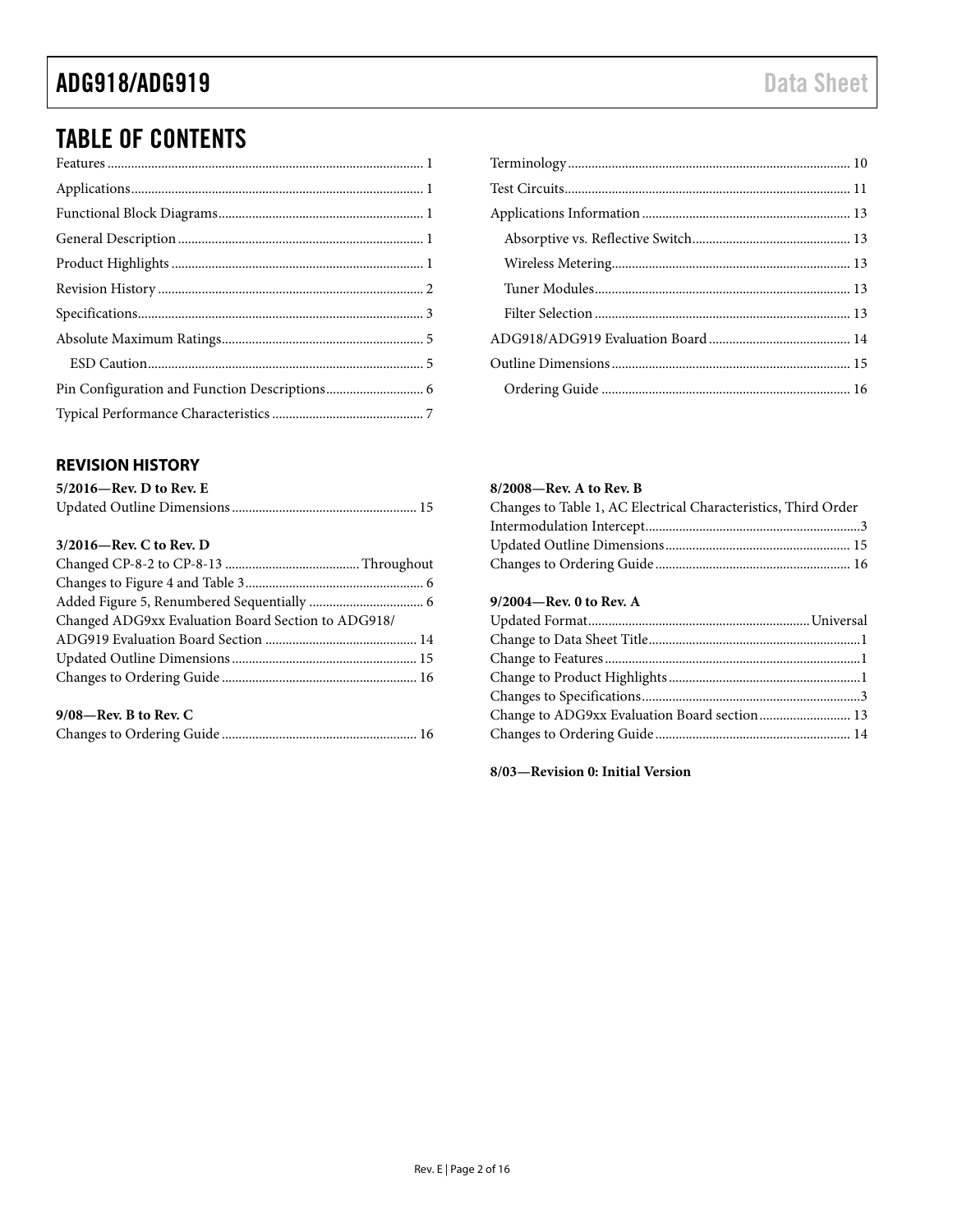## TABLE OF CONTENTS

Features ... 1
Applications ... 1
Functional Block Diagrams ... 1
General Description ... 1
Product Highlights ... 1
Revision History ... 2
Specifications ... 3
Absolute Maximum Ratings ... 5
  ESD Caution ... 5
Pin Configuration and Function Descriptions ... 6
Typical Performance Characteristics ... 7
Terminology ... 10
Test Circuits ... 11
Applications Information ... 13
  Absorptive vs. Reflective Switch ... 13
  Wireless Metering ... 13
  Tuner Modules ... 13
  Filter Selection ... 13
ADG918/ADG919 Evaluation Board ... 14
Outline Dimensions ... 15
  Ordering Guide ... 16

### REVISION HISTORY

**5/2016—Rev. D to Rev. E**

Updated Outline Dimensions ... 15

**3/2016—Rev. C to Rev. D**

Changed CP-8-2 to CP-8-13 ... Throughout
Changes to Figure 4 and Table 3 ... 6
Added Figure 5, Renumbered Sequentially ... 6
Changed ADG9xx Evaluation Board Section to ADG918/ADG919 Evaluation Board Section ... 14
Updated Outline Dimensions ... 15
Changes to Ordering Guide ... 16

**9/08—Rev. B to Rev. C**

Changes to Ordering Guide ... 16

**8/2008—Rev. A to Rev. B**

Changes to Table 1, AC Electrical Characteristics, Third Order Intermodulation Intercept ... 3
Updated Outline Dimensions ... 15
Changes to Ordering Guide ... 16

**9/2004—Rev. 0 to Rev. A**

Updated Format ... Universal
Change to Data Sheet Title ... 1
Change to Features ... 1
Change to Product Highlights ... 1
Changes to Specifications ... 3
Change to ADG9xx Evaluation Board section ... 13
Changes to Ordering Guide ... 14

**8/03—Revision 0: Initial Version**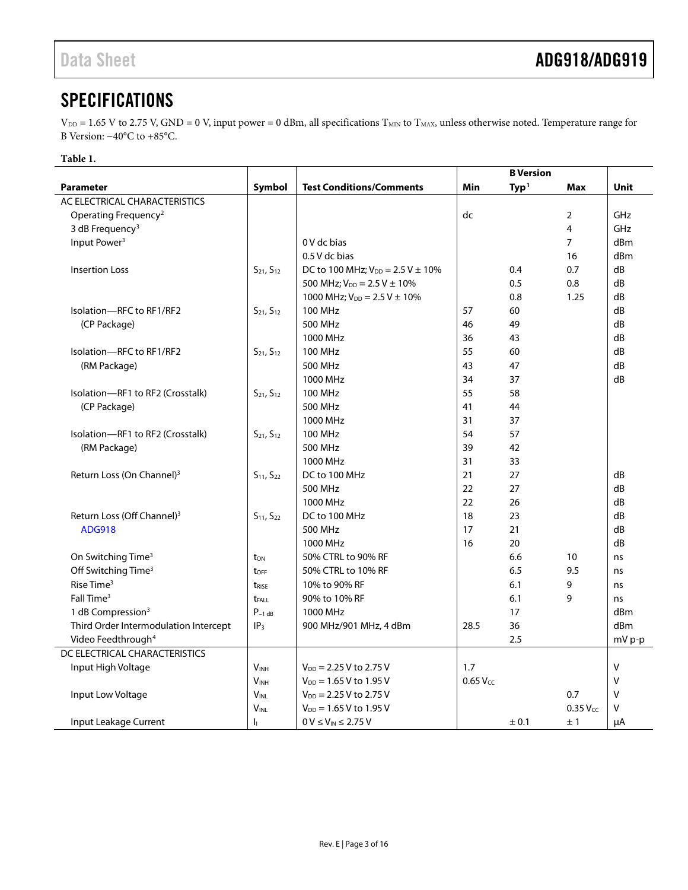# SPECIFICATIONS

$V_{DD}$ = 1.65 V to 2.75 V, GND = 0 V, input power = 0 dBm, all specifications $T_{MIN}$ to $T_{MAX}$, unless otherwise noted. Temperature range for B Version: −40°C to +85°C.

**Table 1.**

| Parameter | Symbol | Test Conditions/Comments | B Version | | | Unit |
|---|---|---|---|---|---|---|
| | | | Min | Typ[1] | Max | |
| AC ELECTRICAL CHARACTERISTICS | | | | | | |
| Operating Frequency[2] | | | dc | | 2 | GHz |
| 3 dB Frequency[3] | | | | | 4 | GHz |
| Input Power[3] | | 0 V dc bias | | | 7 | dBm |
| | | 0.5 V dc bias | | | 16 | dBm |
| Insertion Loss | $S_{21}$, $S_{12}$ | DC to 100 MHz; $V_{DD}$ = 2.5 V ± 10% | | 0.4 | 0.7 | dB |
| | | 500 MHz; $V_{DD}$ = 2.5 V ± 10% | | 0.5 | 0.8 | dB |
| | | 1000 MHz; $V_{DD}$ = 2.5 V ± 10% | | 0.8 | 1.25 | dB |
| Isolation—RFC to RF1/RF2 (CP Package) | $S_{21}$, $S_{12}$ | 100 MHz | 57 | 60 | | dB |
| | | 500 MHz | 46 | 49 | | dB |
| | | 1000 MHz | 36 | 43 | | dB |
| Isolation—RFC to RF1/RF2 (RM Package) | $S_{21}$, $S_{12}$ | 100 MHz | 55 | 60 | | dB |
| | | 500 MHz | 43 | 47 | | dB |
| | | 1000 MHz | 34 | 37 | | dB |
| Isolation—RF1 to RF2 (Crosstalk) (CP Package) | $S_{21}$, $S_{12}$ | 100 MHz | 55 | 58 | | |
| | | 500 MHz | 41 | 44 | | |
| | | 1000 MHz | 31 | 37 | | |
| Isolation—RF1 to RF2 (Crosstalk) (RM Package) | $S_{21}$, $S_{12}$ | 100 MHz | 54 | 57 | | |
| | | 500 MHz | 39 | 42 | | |
| | | 1000 MHz | 31 | 33 | | |
| Return Loss (On Channel)[3] | $S_{11}$, $S_{22}$ | DC to 100 MHz | 21 | 27 | | dB |
| | | 500 MHz | 22 | 27 | | dB |
| | | 1000 MHz | 22 | 26 | | dB |
| Return Loss (Off Channel)[3] ADG918 | $S_{11}$, $S_{22}$ | DC to 100 MHz | 18 | 23 | | dB |
| | | 500 MHz | 17 | 21 | | dB |
| | | 1000 MHz | 16 | 20 | | dB |
| On Switching Time[3] | $t_{ON}$ | 50% CTRL to 90% RF | | 6.6 | 10 | ns |
| Off Switching Time[3] | $t_{OFF}$ | 50% CTRL to 10% RF | | 6.5 | 9.5 | ns |
| Rise Time[3] | $t_{RISE}$ | 10% to 90% RF | | 6.1 | 9 | ns |
| Fall Time[3] | $t_{FALL}$ | 90% to 10% RF | | 6.1 | 9 | ns |
| 1 dB Compression[3] | $P_{-1\ dB}$ | 1000 MHz | | 17 | | dBm |
| Third Order Intermodulation Intercept | $IP_3$ | 900 MHz/901 MHz, 4 dBm | 28.5 | 36 | | dBm |
| Video Feedthrough[4] | | | | 2.5 | | mV p-p |
| DC ELECTRICAL CHARACTERISTICS | | | | | | |
| Input High Voltage | $V_{INH}$ | $V_{DD}$ = 2.25 V to 2.75 V | 1.7 | | | V |
| | $V_{INH}$ | $V_{DD}$ = 1.65 V to 1.95 V | 0.65 $V_{CC}$ | | | V |
| Input Low Voltage | $V_{INL}$ | $V_{DD}$ = 2.25 V to 2.75 V | | | 0.7 | V |
| | $V_{INL}$ | $V_{DD}$ = 1.65 V to 1.95 V | | | 0.35 $V_{CC}$ | V |
| Input Leakage Current | $I_I$ | 0 V ≤ $V_{IN}$ ≤ 2.75 V | | ± 0.1 | ± 1 | µA |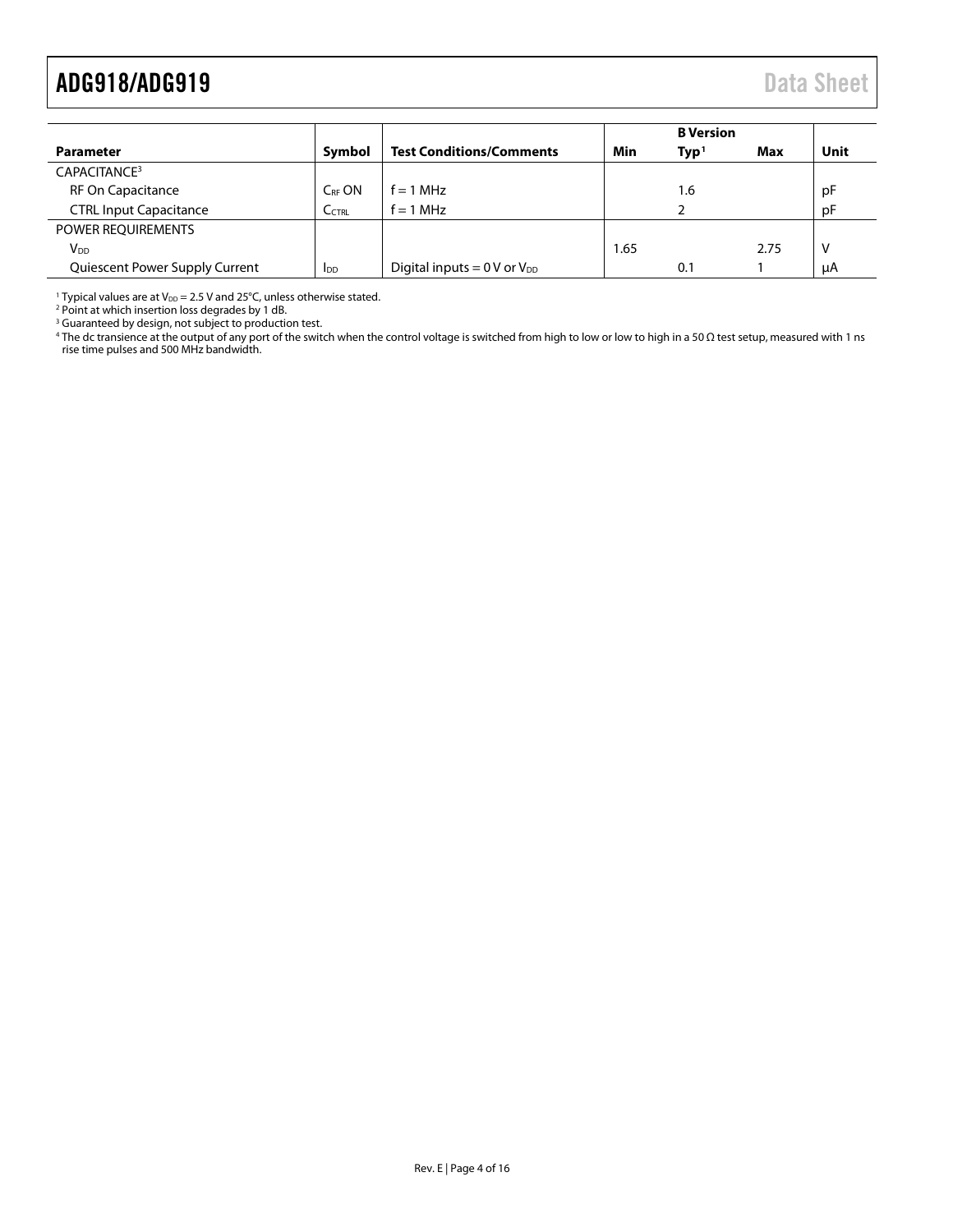| Parameter | Symbol | Test Conditions/Comments | B Version | | | Unit |
|---|---|---|---|---|---|---|
| | | | Min | Typ[1] | Max | |
| CAPACITANCE[3] | | | | | | |
| RF On Capacitance | $C_{RF}$ ON | f = 1 MHz | | 1.6 | | pF |
| CTRL Input Capacitance | $C_{CTRL}$ | f = 1 MHz | | 2 | | pF |
| POWER REQUIREMENTS | | | | | | |
| $V_{DD}$ | | | 1.65 | | 2.75 | V |
| Quiescent Power Supply Current | $I_{DD}$ | Digital inputs = 0 V or $V_{DD}$ | | 0.1 | 1 | μA |

[1] Typical values are at $V_{DD}$ = 2.5 V and 25°C, unless otherwise stated.
[2] Point at which insertion loss degrades by 1 dB.
[3] Guaranteed by design, not subject to production test.
[4] The dc transience at the output of any port of the switch when the control voltage is switched from high to low or low to high in a 50 Ω test setup, measured with 1 ns rise time pulses and 500 MHz bandwidth.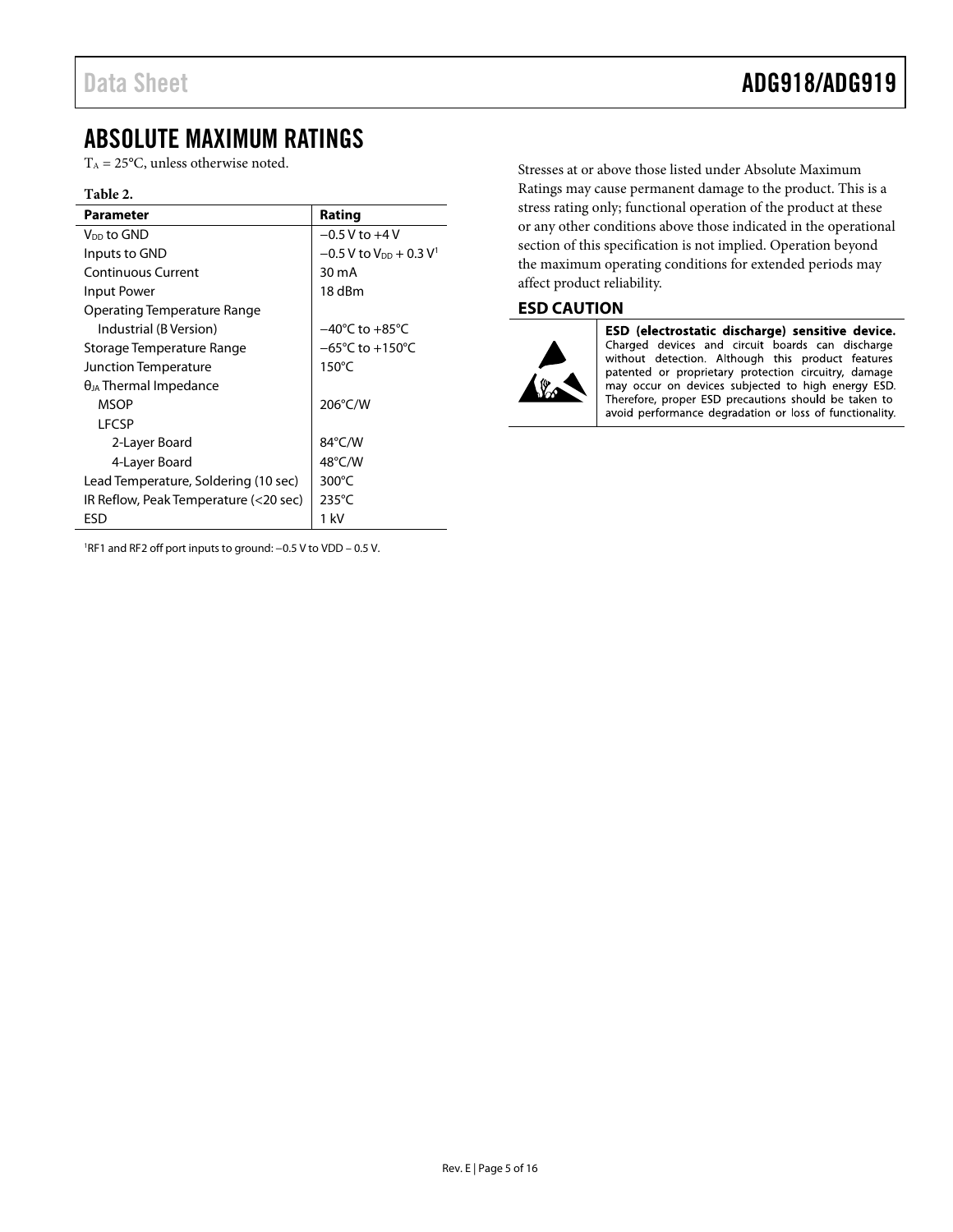# ABSOLUTE MAXIMUM RATINGS

$T_A$ = 25°C, unless otherwise noted.

**Table 2.**

| Parameter | Rating |
|---|---|
| $V_{DD}$ to GND | −0.5 V to +4 V |
| Inputs to GND | −0.5 V to $V_{DD}$ + 0.3 V[1] |
| Continuous Current | 30 mA |
| Input Power | 18 dBm |
| Operating Temperature Range | |
| Industrial (B Version) | −40°C to +85°C |
| Storage Temperature Range | −65°C to +150°C |
| Junction Temperature | 150°C |
| $\theta_{JA}$ Thermal Impedance | |
| MSOP | 206°C/W |
| LFCSP | |
| 2-Layer Board | 84°C/W |
| 4-Layer Board | 48°C/W |
| Lead Temperature, Soldering (10 sec) | 300°C |
| IR Reflow, Peak Temperature (<20 sec) | 235°C |
| ESD | 1 kV |

[1]RF1 and RF2 off port inputs to ground: −0.5 V to VDD − 0.5 V.

Stresses at or above those listed under Absolute Maximum Ratings may cause permanent damage to the product. This is a stress rating only; functional operation of the product at these or any other conditions above those indicated in the operational section of this specification is not implied. Operation beyond the maximum operating conditions for extended periods may affect product reliability.

## ESD CAUTION

**ESD (electrostatic discharge) sensitive device.** Charged devices and circuit boards can discharge without detection. Although this product features patented or proprietary protection circuitry, damage may occur on devices subjected to high energy ESD. Therefore, proper ESD precautions should be taken to avoid performance degradation or loss of functionality.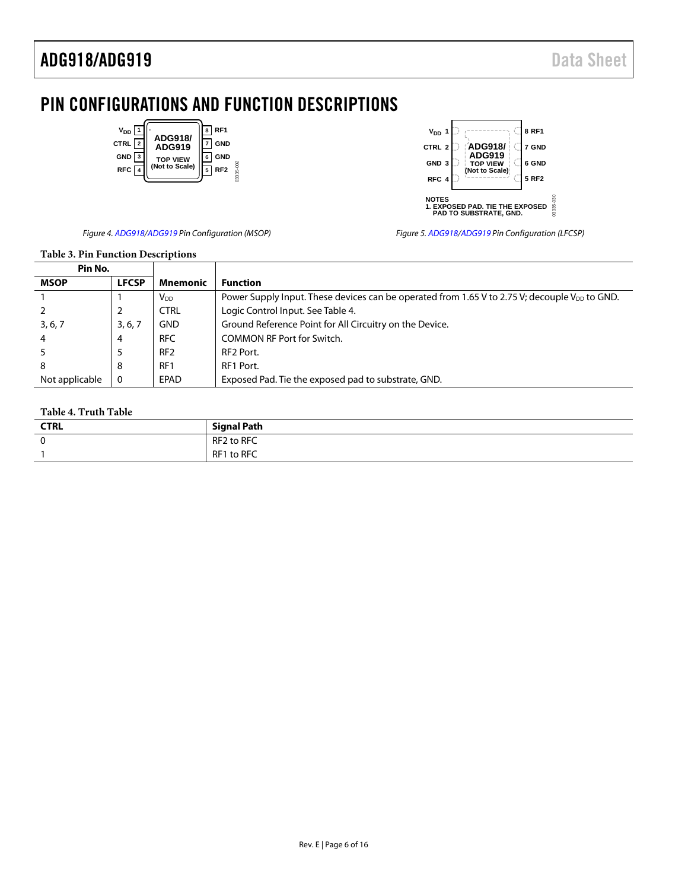# PIN CONFIGURATIONS AND FUNCTION DESCRIPTIONS

Figure 4. ADG918/ADG919 Pin Configuration (MSOP)

NOTES
1. EXPOSED PAD. TIE THE EXPOSED PAD TO SUBSTRATE, GND.

Figure 5. ADG918/ADG919 Pin Configuration (LFCSP)

**Table 3. Pin Function Descriptions**

| Pin No. | | | |
|---|---|---|---|
| **MSOP** | **LFCSP** | **Mnemonic** | **Function** |
| 1 | 1 | $V_{DD}$ | Power Supply Input. These devices can be operated from 1.65 V to 2.75 V; decouple $V_{DD}$ to GND. |
| 2 | 2 | CTRL | Logic Control Input. See Table 4. |
| 3, 6, 7 | 3, 6, 7 | GND | Ground Reference Point for All Circuitry on the Device. |
| 4 | 4 | RFC | COMMON RF Port for Switch. |
| 5 | 5 | RF2 | RF2 Port. |
| 8 | 8 | RF1 | RF1 Port. |
| Not applicable | 0 | EPAD | Exposed Pad. Tie the exposed pad to substrate, GND. |

**Table 4. Truth Table**

| CTRL | Signal Path |
|---|---|
| 0 | RF2 to RFC |
| 1 | RF1 to RFC |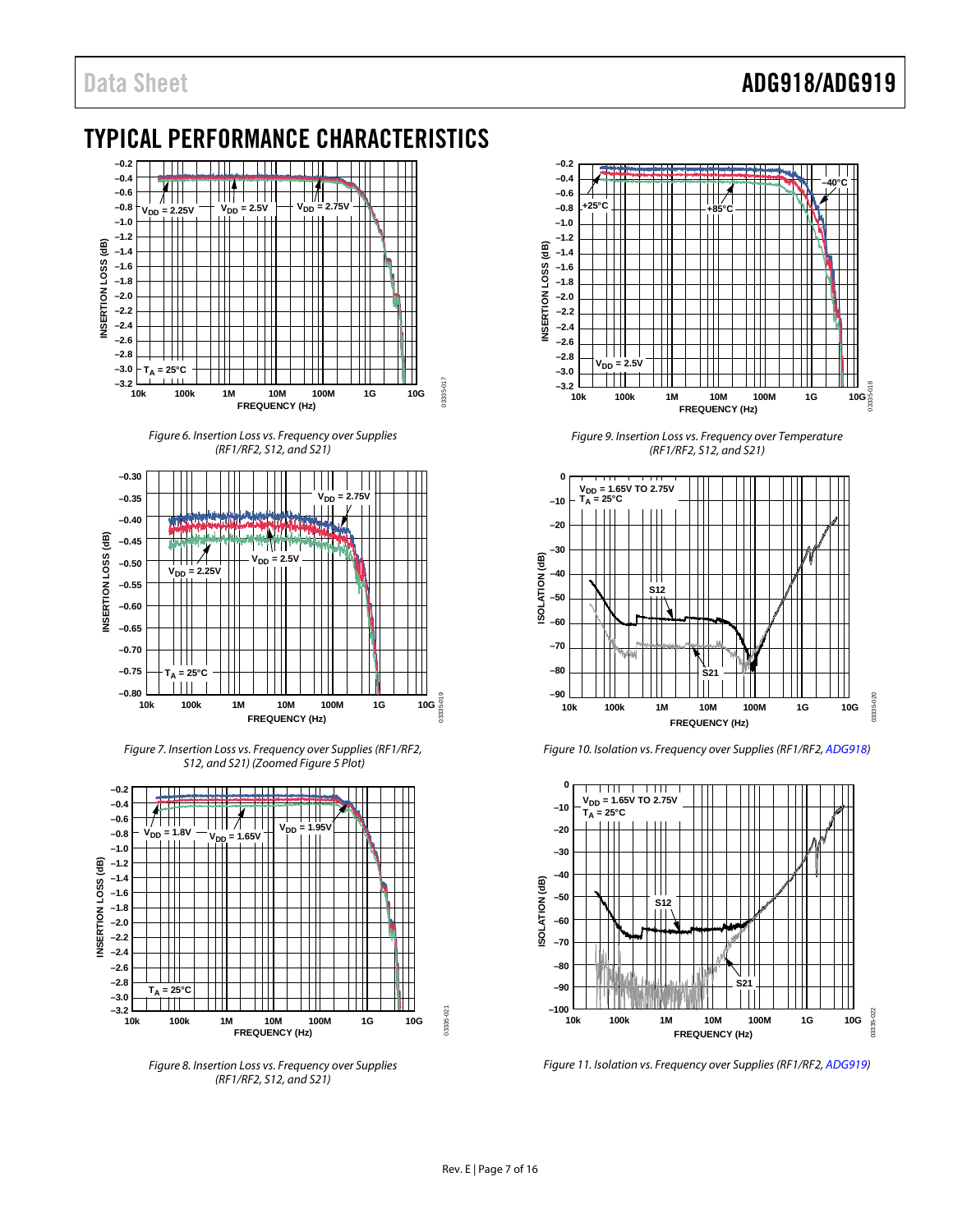# TYPICAL PERFORMANCE CHARACTERISTICS

Figure 6. Insertion Loss vs. Frequency over Supplies (RF1/RF2, S12, and S21)

Figure 7. Insertion Loss vs. Frequency over Supplies (RF1/RF2, S12, and S21) (Zoomed Figure 5 Plot)

Figure 8. Insertion Loss vs. Frequency over Supplies (RF1/RF2, S12, and S21)

Figure 9. Insertion Loss vs. Frequency over Temperature (RF1/RF2, S12, and S21)

Figure 10. Isolation vs. Frequency over Supplies (RF1/RF2, ADG918)

Figure 11. Isolation vs. Frequency over Supplies (RF1/RF2, ADG919)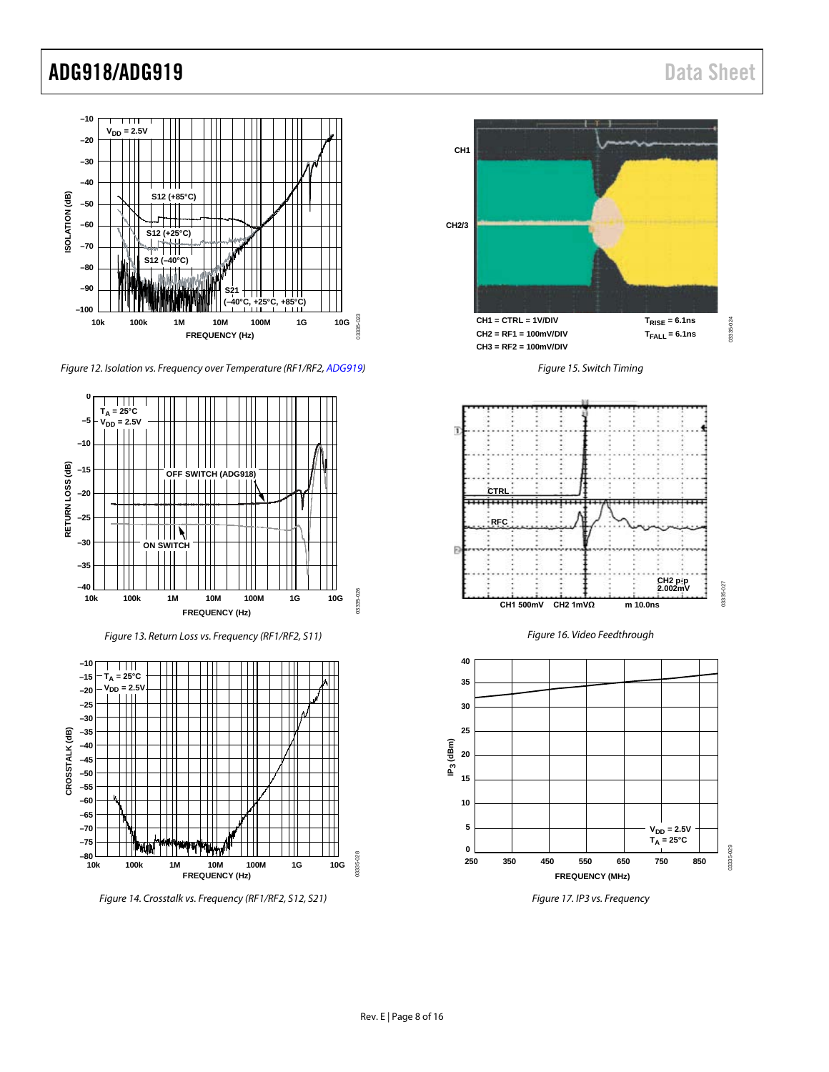Figure 12. Isolation vs. Frequency over Temperature (RF1/RF2, ADG919)

Figure 13. Return Loss vs. Frequency (RF1/RF2, S11)

Figure 14. Crosstalk vs. Frequency (RF1/RF2, S12, S21)

Figure 15. Switch Timing

Figure 16. Video Feedthrough

Figure 17. IP3 vs. Frequency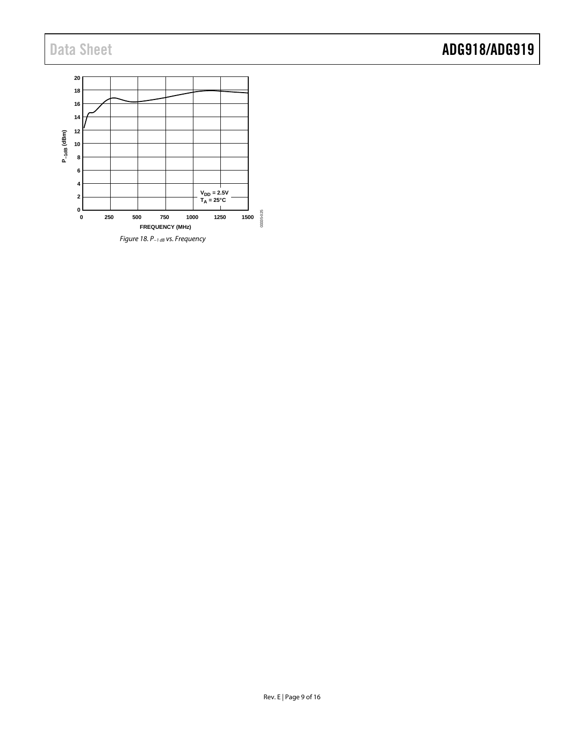Figure 18. $P_{-1\ dB}$ vs. Frequency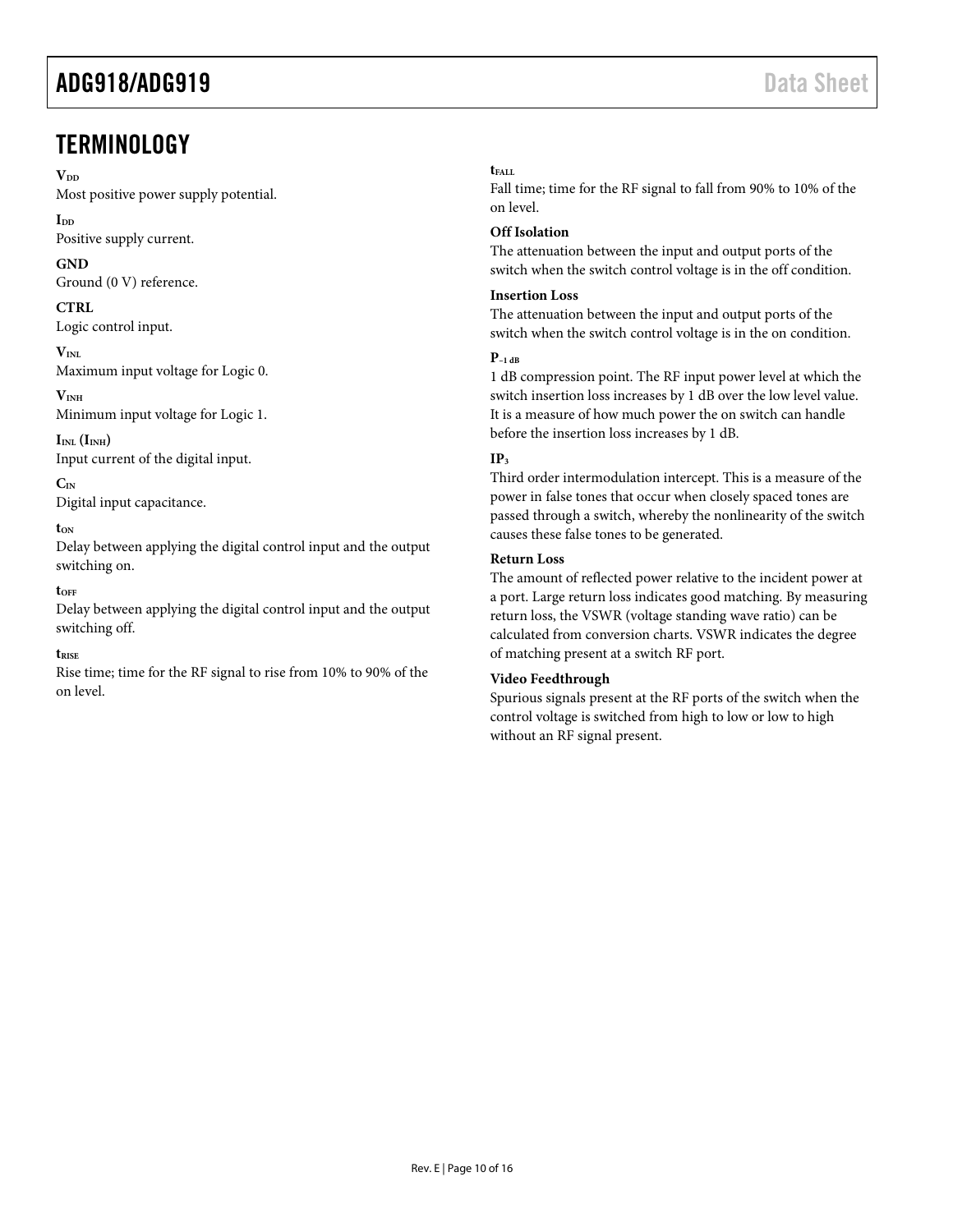## TERMINOLOGY

**$V_{DD}$**
Most positive power supply potential.

**$I_{DD}$**
Positive supply current.

**GND**
Ground (0 V) reference.

**CTRL**
Logic control input.

**$V_{INL}$**
Maximum input voltage for Logic 0.

**$V_{INH}$**
Minimum input voltage for Logic 1.

**$I_{INL}$ ($I_{INH}$)**
Input current of the digital input.

**$C_{IN}$**
Digital input capacitance.

**$t_{ON}$**
Delay between applying the digital control input and the output switching on.

**$t_{OFF}$**
Delay between applying the digital control input and the output switching off.

**$t_{RISE}$**
Rise time; time for the RF signal to rise from 10% to 90% of the on level.

**$t_{FALL}$**
Fall time; time for the RF signal to fall from 90% to 10% of the on level.

**Off Isolation**
The attenuation between the input and output ports of the switch when the switch control voltage is in the off condition.

**Insertion Loss**
The attenuation between the input and output ports of the switch when the switch control voltage is in the on condition.

**$P_{-1\ dB}$**
1 dB compression point. The RF input power level at which the switch insertion loss increases by 1 dB over the low level value. It is a measure of how much power the on switch can handle before the insertion loss increases by 1 dB.

**$IP_3$**
Third order intermodulation intercept. This is a measure of the power in false tones that occur when closely spaced tones are passed through a switch, whereby the nonlinearity of the switch causes these false tones to be generated.

**Return Loss**
The amount of reflected power relative to the incident power at a port. Large return loss indicates good matching. By measuring return loss, the VSWR (voltage standing wave ratio) can be calculated from conversion charts. VSWR indicates the degree of matching present at a switch RF port.

**Video Feedthrough**
Spurious signals present at the RF ports of the switch when the control voltage is switched from high to low or low to high without an RF signal present.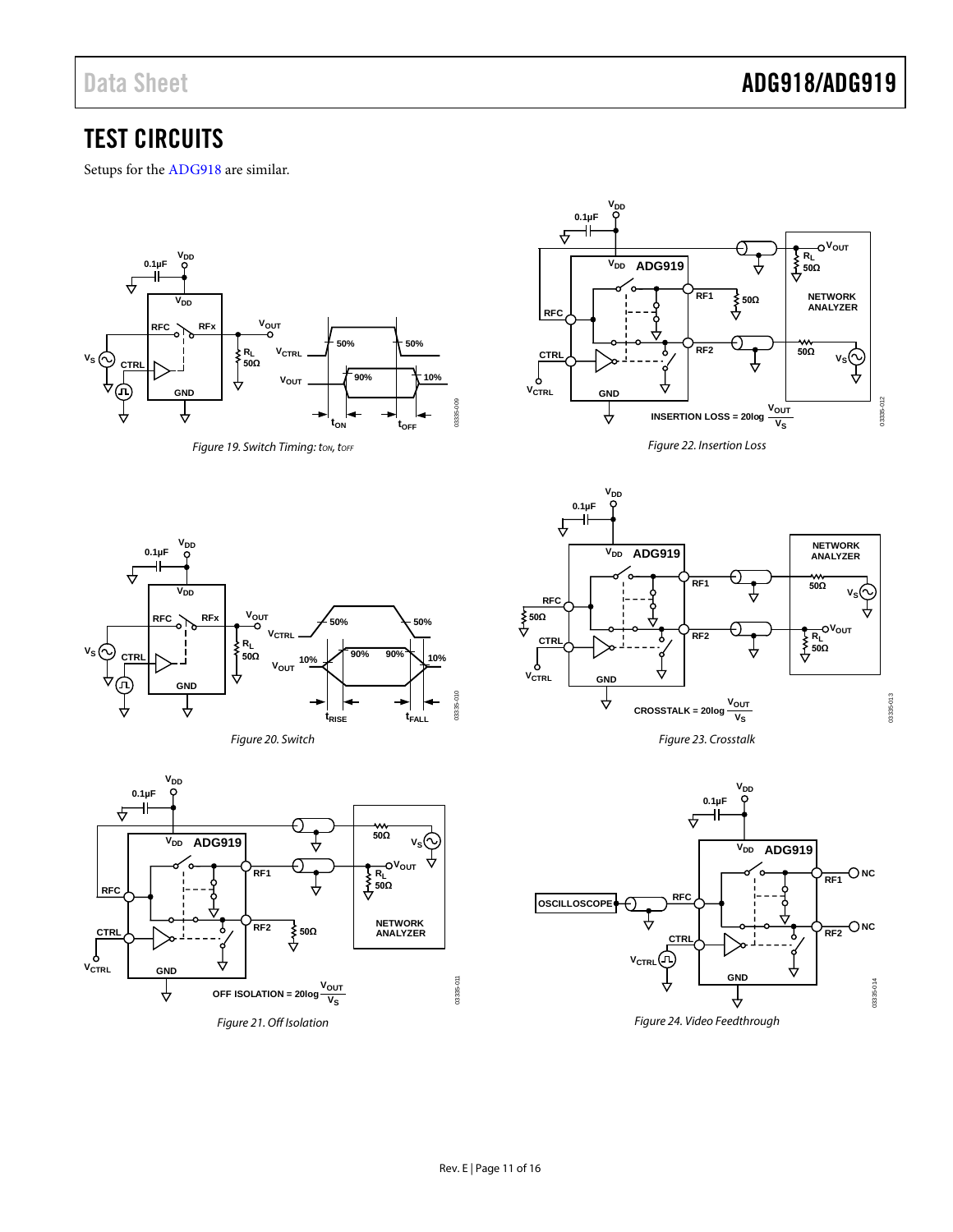# TEST CIRCUITS

Setups for the ADG918 are similar.

*Figure 19. Switch Timing: $t_{ON}$, $t_{OFF}$*

*Figure 20. Switch*

*Figure 21. Off Isolation*

*Figure 22. Insertion Loss*

*Figure 23. Crosstalk*

*Figure 24. Video Feedthrough*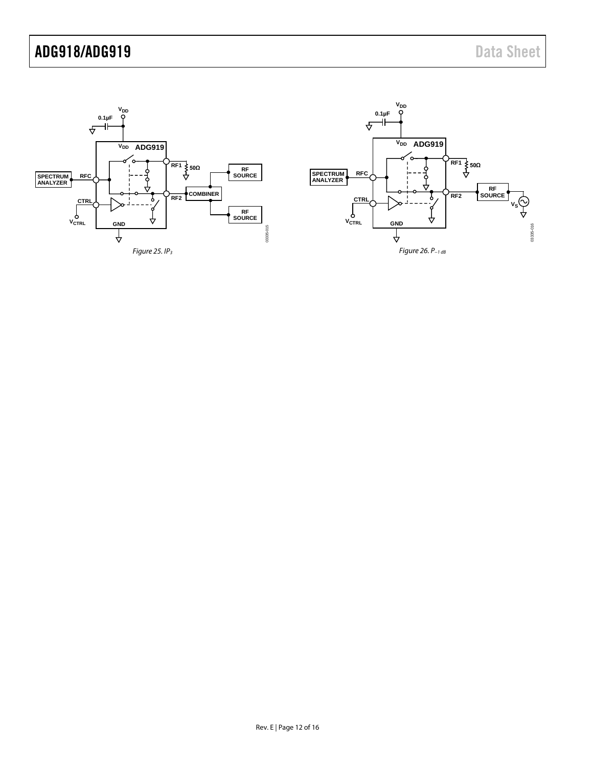Figure 25. $IP_3$

Figure 26. $P_{-1\ dB}$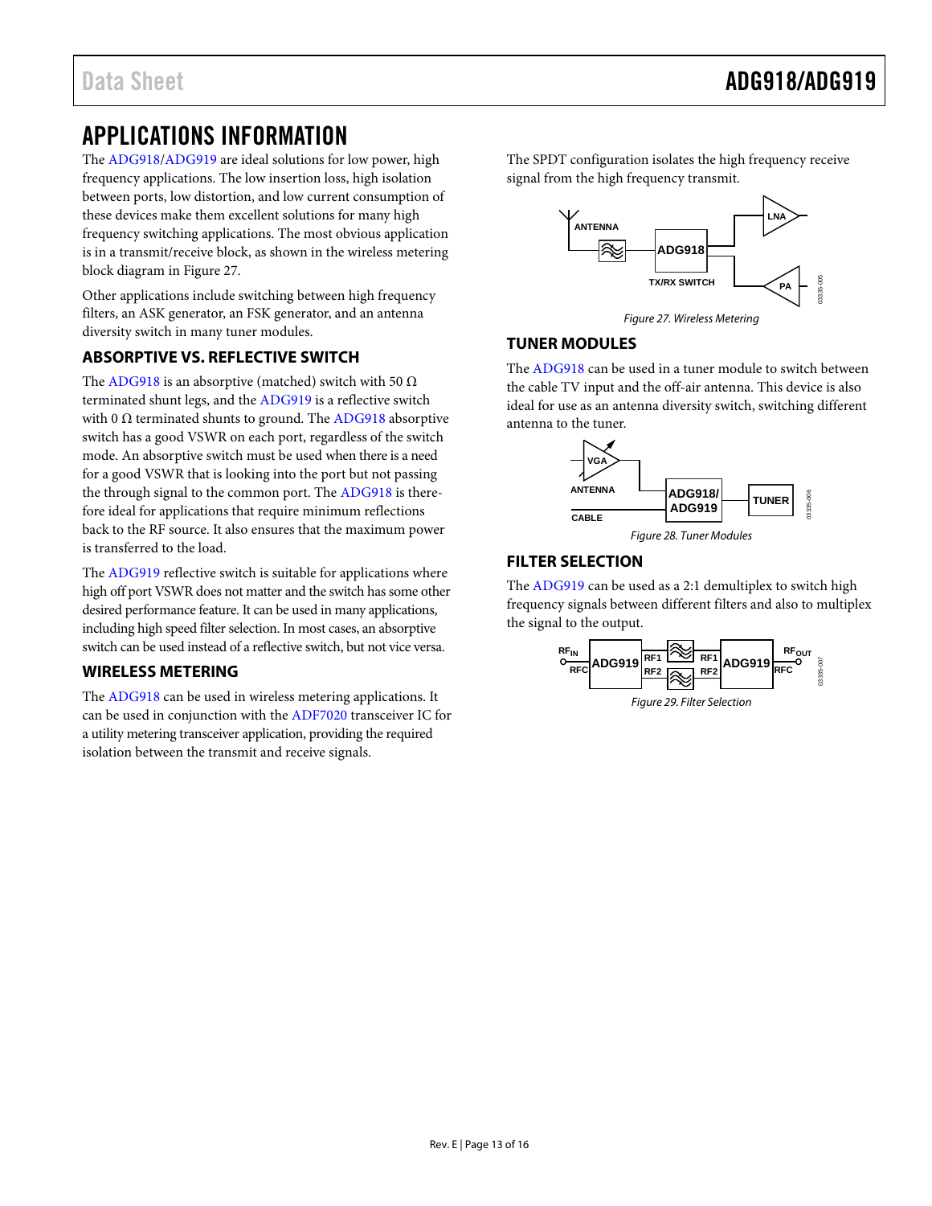# APPLICATIONS INFORMATION

The ADG918/ADG919 are ideal solutions for low power, high frequency applications. The low insertion loss, high isolation between ports, low distortion, and low current consumption of these devices make them excellent solutions for many high frequency switching applications. The most obvious application is in a transmit/receive block, as shown in the wireless metering block diagram in Figure 27.

Other applications include switching between high frequency filters, an ASK generator, an FSK generator, and an antenna diversity switch in many tuner modules.

## ABSORPTIVE VS. REFLECTIVE SWITCH

The ADG918 is an absorptive (matched) switch with 50 Ω terminated shunt legs, and the ADG919 is a reflective switch with 0 Ω terminated shunts to ground. The ADG918 absorptive switch has a good VSWR on each port, regardless of the switch mode. An absorptive switch must be used when there is a need for a good VSWR that is looking into the port but not passing the through signal to the common port. The ADG918 is therefore ideal for applications that require minimum reflections back to the RF source. It also ensures that the maximum power is transferred to the load.

The ADG919 reflective switch is suitable for applications where high off port VSWR does not matter and the switch has some other desired performance feature. It can be used in many applications, including high speed filter selection. In most cases, an absorptive switch can be used instead of a reflective switch, but not vice versa.

## WIRELESS METERING

The ADG918 can be used in wireless metering applications. It can be used in conjunction with the ADF7020 transceiver IC for a utility metering transceiver application, providing the required isolation between the transmit and receive signals.

The SPDT configuration isolates the high frequency receive signal from the high frequency transmit.

*Figure 27. Wireless Metering*

## TUNER MODULES

The ADG918 can be used in a tuner module to switch between the cable TV input and the off-air antenna. This device is also ideal for use as an antenna diversity switch, switching different antenna to the tuner.

*Figure 28. Tuner Modules*

## FILTER SELECTION

The ADG919 can be used as a 2:1 demultiplex to switch high frequency signals between different filters and also to multiplex the signal to the output.

*Figure 29. Filter Selection*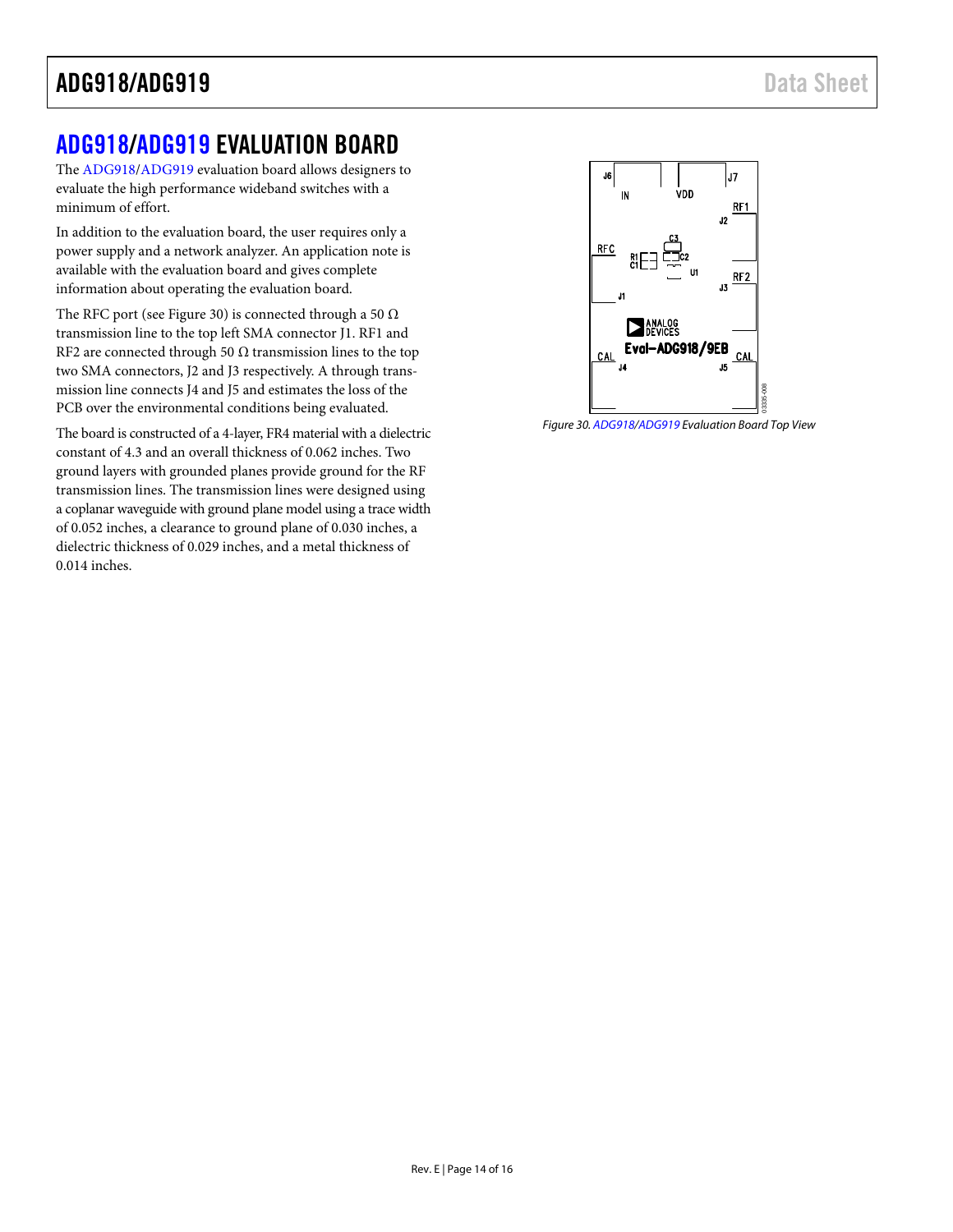## ADG918/ADG919 EVALUATION BOARD

The ADG918/ADG919 evaluation board allows designers to evaluate the high performance wideband switches with a minimum of effort.

In addition to the evaluation board, the user requires only a power supply and a network analyzer. An application note is available with the evaluation board and gives complete information about operating the evaluation board.

The RFC port (see Figure 30) is connected through a 50 Ω transmission line to the top left SMA connector J1. RF1 and RF2 are connected through 50 Ω transmission lines to the top two SMA connectors, J2 and J3 respectively. A through transmission line connects J4 and J5 and estimates the loss of the PCB over the environmental conditions being evaluated.

The board is constructed of a 4-layer, FR4 material with a dielectric constant of 4.3 and an overall thickness of 0.062 inches. Two ground layers with grounded planes provide ground for the RF transmission lines. The transmission lines were designed using a coplanar waveguide with ground plane model using a trace width of 0.052 inches, a clearance to ground plane of 0.030 inches, a dielectric thickness of 0.029 inches, and a metal thickness of 0.014 inches.

*Figure 30. ADG918/ADG919 Evaluation Board Top View*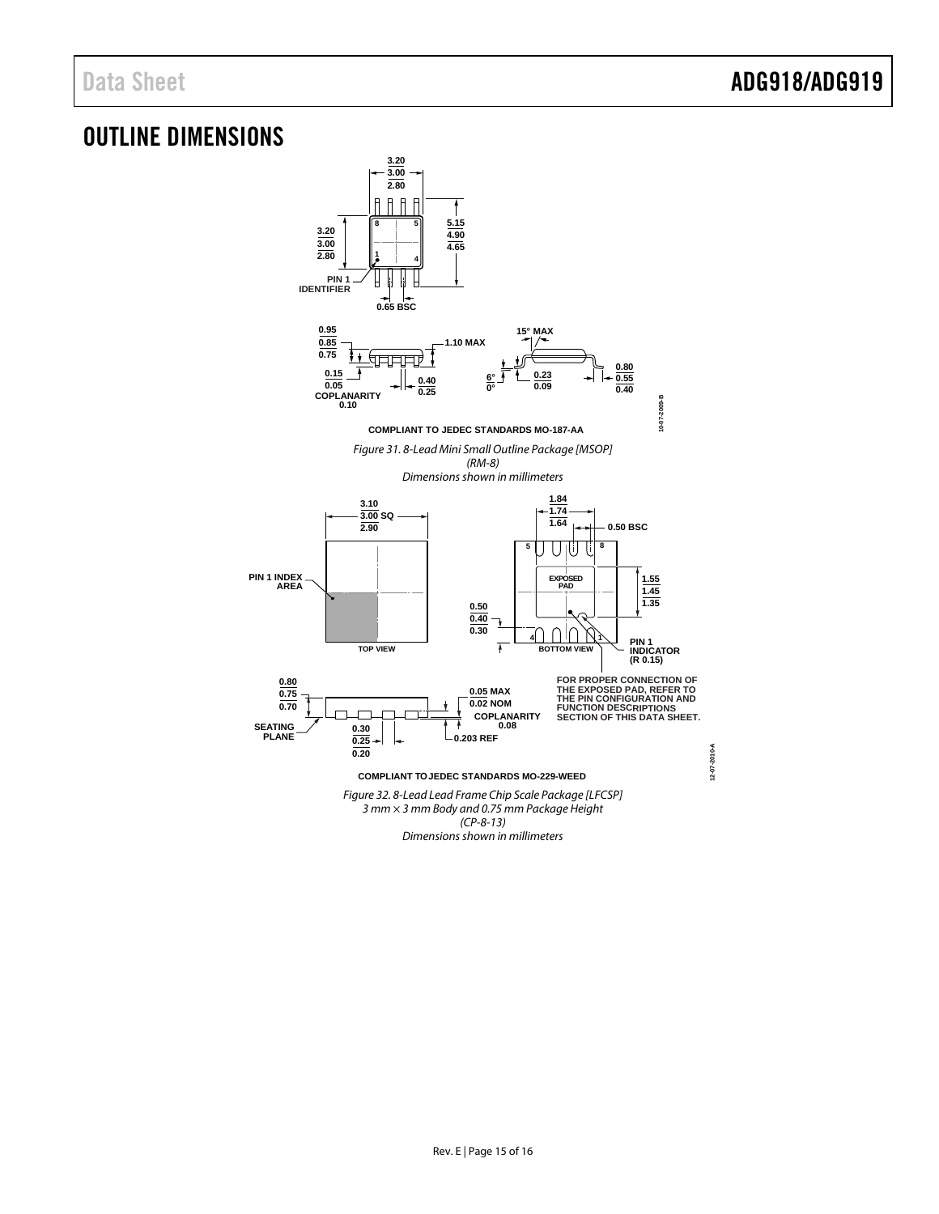# OUTLINE DIMENSIONS

COMPLIANT TO JEDEC STANDARDS MO-187-AA

*Figure 31. 8-Lead Mini Small Outline Package [MSOP]*
*(RM-8)*
*Dimensions shown in millimeters*

FOR PROPER CONNECTION OF THE EXPOSED PAD, REFER TO THE PIN CONFIGURATION AND FUNCTION DESCRIPTIONS SECTION OF THIS DATA SHEET.

COMPLIANT TO JEDEC STANDARDS MO-229-WEED

*Figure 32. 8-Lead Lead Frame Chip Scale Package [LFCSP]*
*3 mm × 3 mm Body and 0.75 mm Package Height*
*(CP-8-13)*
*Dimensions shown in millimeters*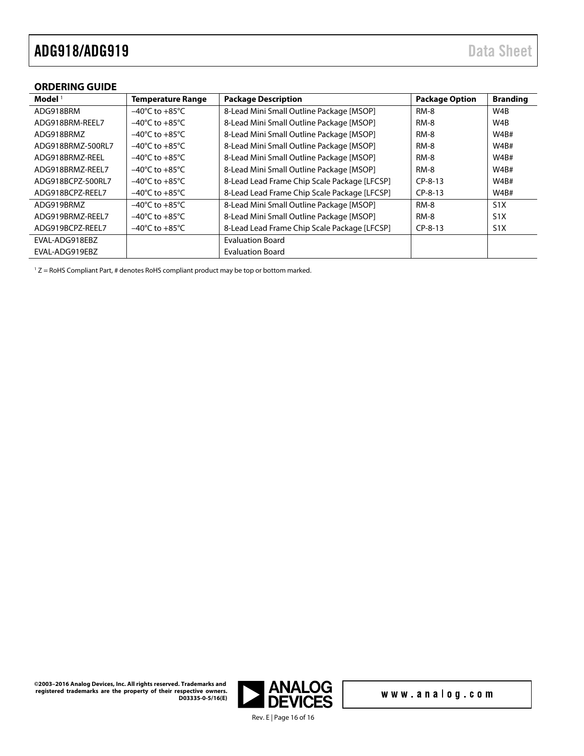## ORDERING GUIDE

| Model [1] | Temperature Range | Package Description | Package Option | Branding |
|---|---|---|---|---|
| ADG918BRM | −40°C to +85°C | 8-Lead Mini Small Outline Package [MSOP] | RM-8 | W4B |
| ADG918BRM-REEL7 | −40°C to +85°C | 8-Lead Mini Small Outline Package [MSOP] | RM-8 | W4B |
| ADG918BRMZ | −40°C to +85°C | 8-Lead Mini Small Outline Package [MSOP] | RM-8 | W4B# |
| ADG918BRMZ-500RL7 | −40°C to +85°C | 8-Lead Mini Small Outline Package [MSOP] | RM-8 | W4B# |
| ADG918BRMZ-REEL | −40°C to +85°C | 8-Lead Mini Small Outline Package [MSOP] | RM-8 | W4B# |
| ADG918BRMZ-REEL7 | −40°C to +85°C | 8-Lead Mini Small Outline Package [MSOP] | RM-8 | W4B# |
| ADG918BCPZ-500RL7 | −40°C to +85°C | 8-Lead Lead Frame Chip Scale Package [LFCSP] | CP-8-13 | W4B# |
| ADG918BCPZ-REEL7 | −40°C to +85°C | 8-Lead Lead Frame Chip Scale Package [LFCSP] | CP-8-13 | W4B# |
| ADG919BRMZ | −40°C to +85°C | 8-Lead Mini Small Outline Package [MSOP] | RM-8 | S1X |
| ADG919BRMZ-REEL7 | −40°C to +85°C | 8-Lead Mini Small Outline Package [MSOP] | RM-8 | S1X |
| ADG919BCPZ-REEL7 | −40°C to +85°C | 8-Lead Lead Frame Chip Scale Package [LFCSP] | CP-8-13 | S1X |
| EVAL-ADG918EBZ | | Evaluation Board | | |
| EVAL-ADG919EBZ | | Evaluation Board | | |

[1] Z = RoHS Compliant Part, # denotes RoHS compliant product may be top or bottom marked.

©2003–2016 Analog Devices, Inc. All rights reserved. Trademarks and registered trademarks are the property of their respective owners. D03335-0-5/16(E)

www.analog.com